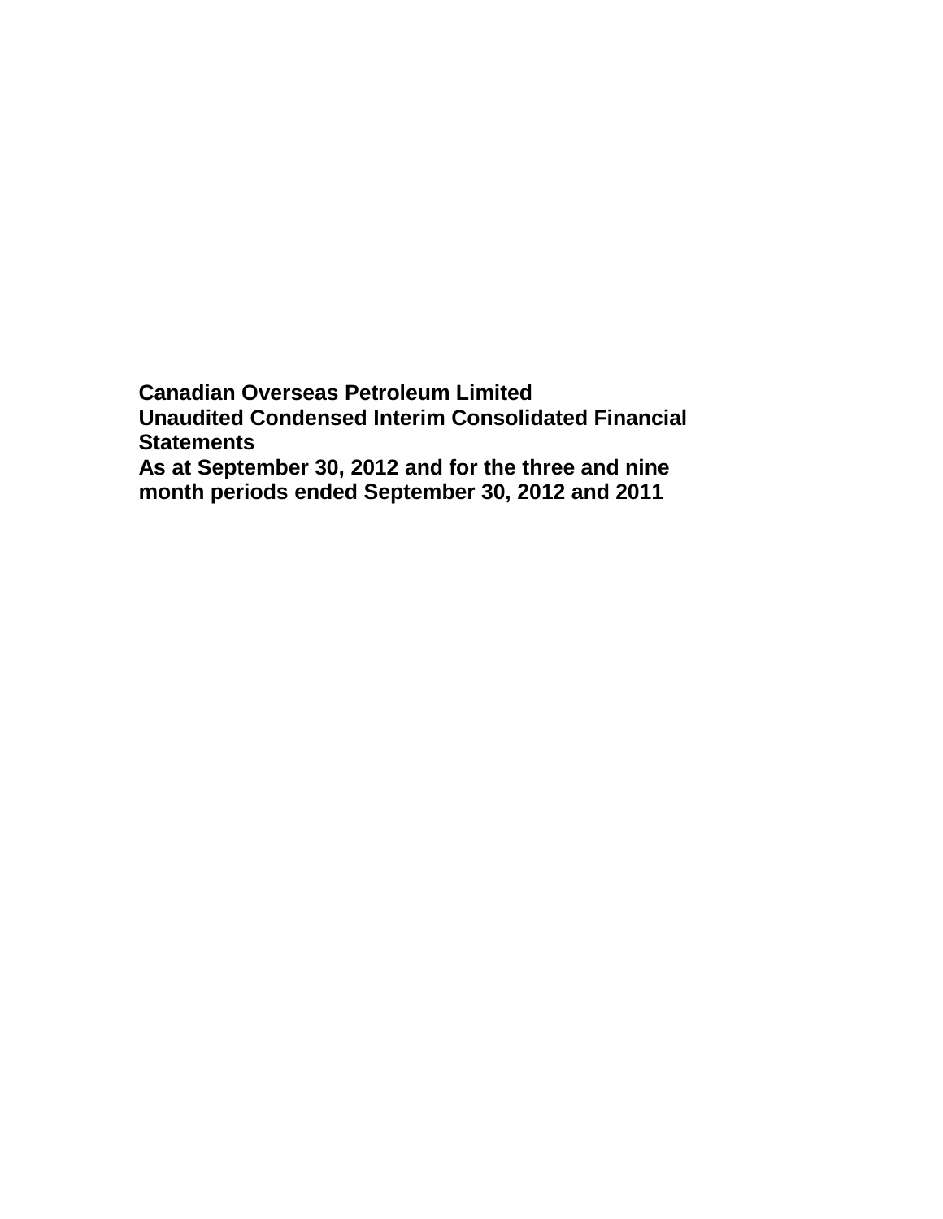**Canadian Overseas Petroleum Limited**
**Unaudited Condensed Interim Consolidated Financial Statements**
**As at September 30, 2012 and for the three and nine month periods ended September 30, 2012 and 2011**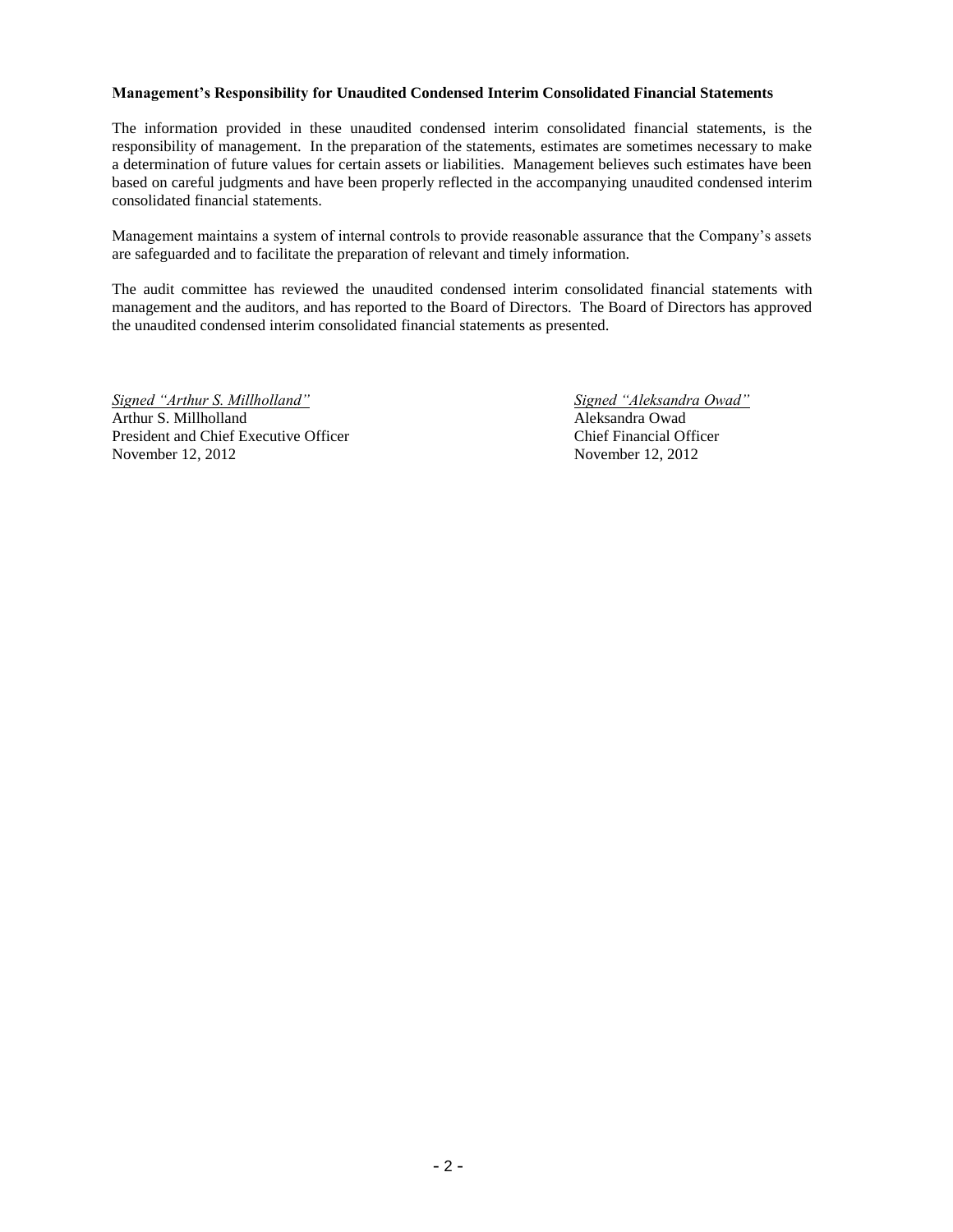**Management's Responsibility for Unaudited Condensed Interim Consolidated Financial Statements**

The information provided in these unaudited condensed interim consolidated financial statements, is the responsibility of management. In the preparation of the statements, estimates are sometimes necessary to make a determination of future values for certain assets or liabilities. Management believes such estimates have been based on careful judgments and have been properly reflected in the accompanying unaudited condensed interim consolidated financial statements.

Management maintains a system of internal controls to provide reasonable assurance that the Company's assets are safeguarded and to facilitate the preparation of relevant and timely information.

The audit committee has reviewed the unaudited condensed interim consolidated financial statements with management and the auditors, and has reported to the Board of Directors. The Board of Directors has approved the unaudited condensed interim consolidated financial statements as presented.

*Signed "Arthur S. Millholland"*
Arthur S. Millholland
President and Chief Executive Officer
November 12, 2012

*Signed "Aleksandra Owad"*
Aleksandra Owad
Chief Financial Officer
November 12, 2012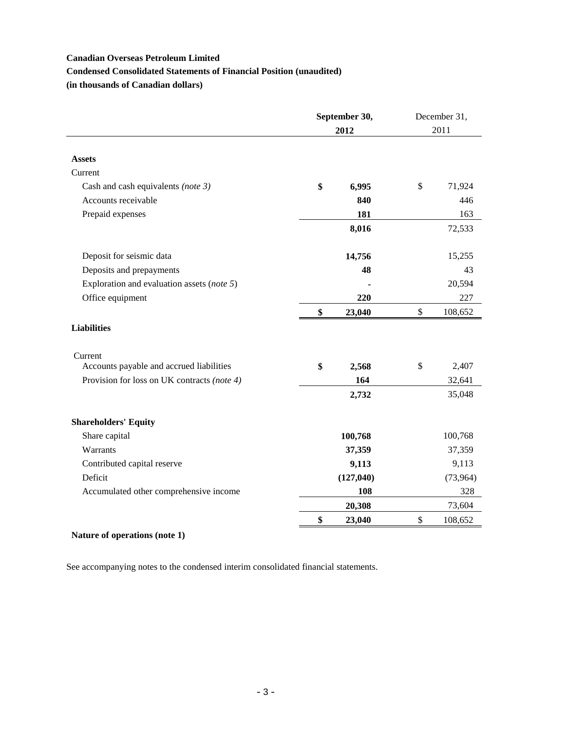**Canadian Overseas Petroleum Limited**

**Condensed Consolidated Statements of Financial Position (unaudited)**

**(in thousands of Canadian dollars)**

| | **September 30, 2012** | December 31, 2011 |
|---|---|---|
| **Assets** | | |
| Current | | |
| Cash and cash equivalents *(note 3)* | **$ 6,995** | $ 71,924 |
| Accounts receivable | **840** | 446 |
| Prepaid expenses | **181** | 163 |
| | **8,016** | 72,533 |
| Deposit for seismic data | **14,756** | 15,255 |
| Deposits and prepayments | **48** | 43 |
| Exploration and evaluation assets (*note 5*) | **-** | 20,594 |
| Office equipment | **220** | 227 |
| | **$ 23,040** | $ 108,652 |
| **Liabilities** | | |
| Current | | |
| Accounts payable and accrued liabilities | **$ 2,568** | $ 2,407 |
| Provision for loss on UK contracts *(note 4)* | **164** | 32,641 |
| | **2,732** | 35,048 |
| **Shareholders' Equity** | | |
| Share capital | **100,768** | 100,768 |
| Warrants | **37,359** | 37,359 |
| Contributed capital reserve | **9,113** | 9,113 |
| Deficit | **(127,040)** | (73,964) |
| Accumulated other comprehensive income | **108** | 328 |
| | **20,308** | 73,604 |
| | **$ 23,040** | $ 108,652 |

**Nature of operations (note 1)**

See accompanying notes to the condensed interim consolidated financial statements.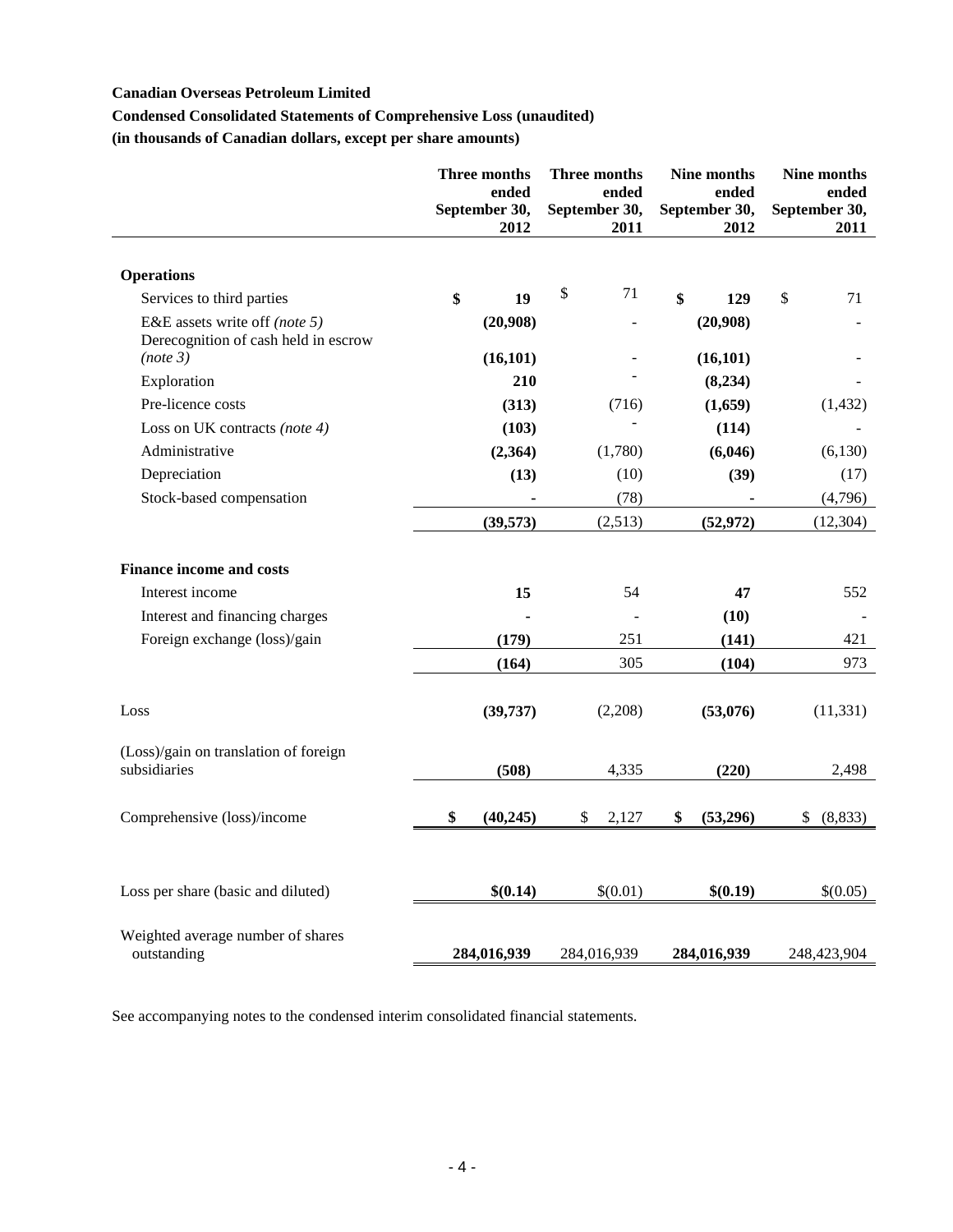**Canadian Overseas Petroleum Limited**

**Condensed Consolidated Statements of Comprehensive Loss (unaudited)**

**(in thousands of Canadian dollars, except per share amounts)**

| | Three months ended September 30, 2012 | Three months ended September 30, 2011 | Nine months ended September 30, 2012 | Nine months ended September 30, 2011 |
|---|---|---|---|---|
| **Operations** | | | | |
| Services to third parties | **$ 19** | $ 71 | **$ 129** | $ 71 |
| E&E assets write off *(note 5)* | **(20,908)** | - | **(20,908)** | - |
| Derecognition of cash held in escrow *(note 3)* | **(16,101)** | - | **(16,101)** | - |
| Exploration | **210** | - | **(8,234)** | - |
| Pre-licence costs | **(313)** | (716) | **(1,659)** | (1,432) |
| Loss on UK contracts *(note 4)* | **(103)** | - | **(114)** | - |
| Administrative | **(2,364)** | (1,780) | **(6,046)** | (6,130) |
| Depreciation | **(13)** | (10) | **(39)** | (17) |
| Stock-based compensation | **-** | (78) | **-** | (4,796) |
| | **(39,573)** | (2,513) | **(52,972)** | (12,304) |
| **Finance income and costs** | | | | |
| Interest income | **15** | 54 | **47** | 552 |
| Interest and financing charges | **-** | - | **(10)** | - |
| Foreign exchange (loss)/gain | **(179)** | 251 | **(141)** | 421 |
| | **(164)** | 305 | **(104)** | 973 |
| Loss | **(39,737)** | (2,208) | **(53,076)** | (11,331) |
| (Loss)/gain on translation of foreign subsidiaries | **(508)** | 4,335 | **(220)** | 2,498 |
| Comprehensive (loss)/income | **$ (40,245)** | $ 2,127 | **$ (53,296)** | $ (8,833) |
| Loss per share (basic and diluted) | **$(0.14)** | $(0.01) | **$(0.19)** | $(0.05) |
| Weighted average number of shares outstanding | **284,016,939** | 284,016,939 | **284,016,939** | 248,423,904 |

See accompanying notes to the condensed interim consolidated financial statements.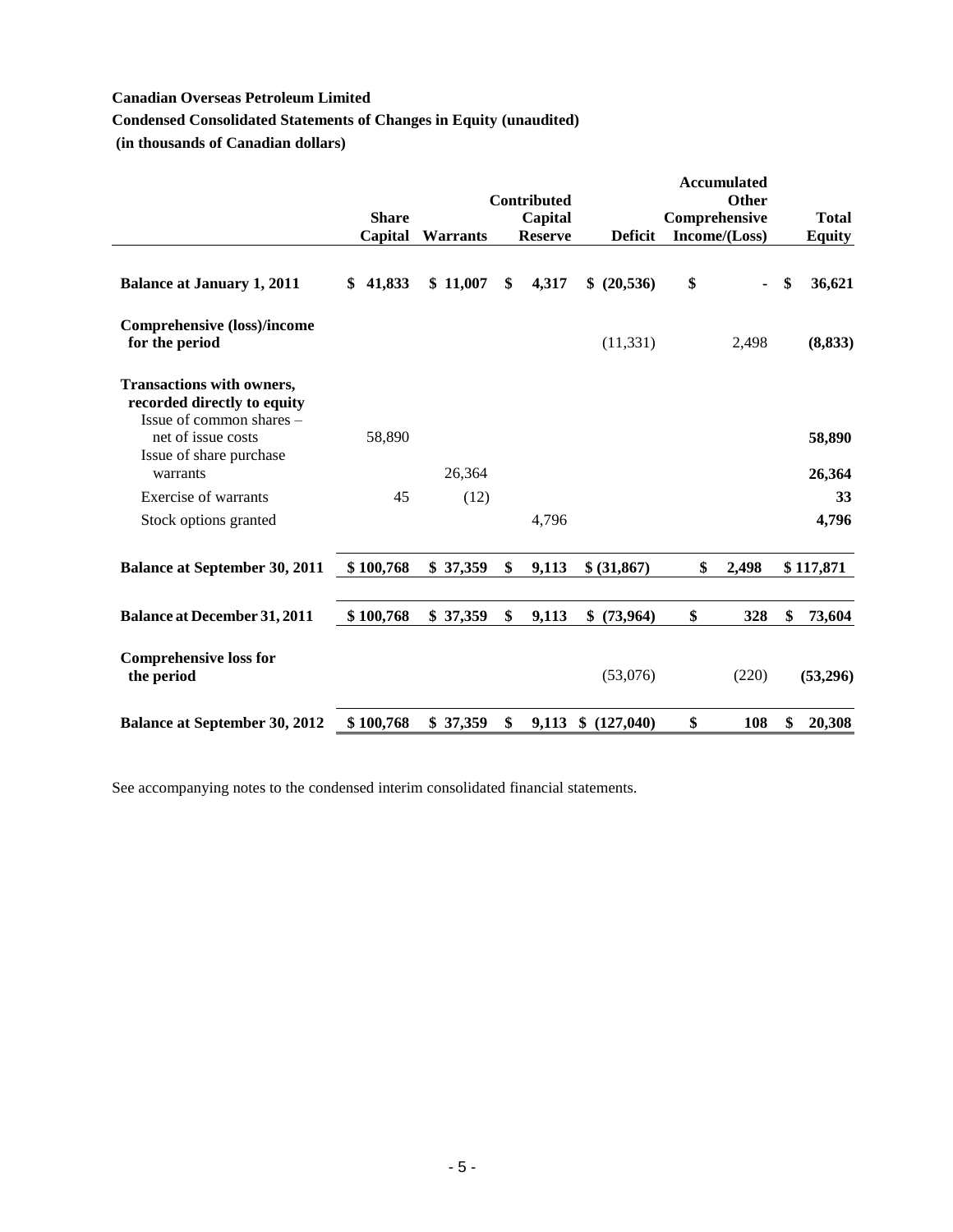**Canadian Overseas Petroleum Limited**

**Condensed Consolidated Statements of Changes in Equity (unaudited)**

**(in thousands of Canadian dollars)**

| | Share Capital | Warrants | Contributed Capital Reserve | Deficit | Accumulated Other Comprehensive Income/(Loss) | Total Equity |
|---|---|---|---|---|---|---|
| **Balance at January 1, 2011** | **$ 41,833** | **$ 11,007** | **$ 4,317** | **$ (20,536)** | **$ -** | **$ 36,621** |
| **Comprehensive (loss)/income for the period** | | | | (11,331) | 2,498 | **(8,833)** |
| **Transactions with owners, recorded directly to equity** | | | | | | |
| Issue of common shares – net of issue costs | 58,890 | | | | | **58,890** |
| Issue of share purchase warrants | | 26,364 | | | | **26,364** |
| Exercise of warrants | 45 | (12) | | | | **33** |
| Stock options granted | | | 4,796 | | | **4,796** |
| **Balance at September 30, 2011** | **$ 100,768** | **$ 37,359** | **$ 9,113** | **$ (31,867)** | **$ 2,498** | **$ 117,871** |
| **Balance at December 31, 2011** | **$ 100,768** | **$ 37,359** | **$ 9,113** | **$ (73,964)** | **$ 328** | **$ 73,604** |
| **Comprehensive loss for the period** | | | | (53,076) | (220) | **(53,296)** |
| **Balance at September 30, 2012** | **$ 100,768** | **$ 37,359** | **$ 9,113** | **$ (127,040)** | **$ 108** | **$ 20,308** |

See accompanying notes to the condensed interim consolidated financial statements.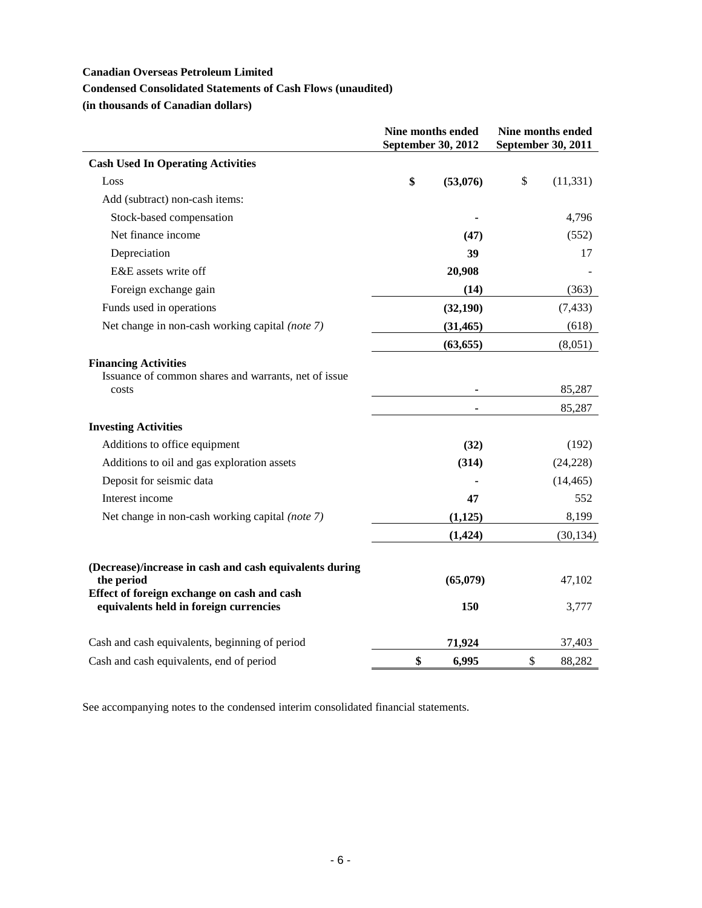**Canadian Overseas Petroleum Limited**

**Condensed Consolidated Statements of Cash Flows (unaudited)**

**(in thousands of Canadian dollars)**

| | Nine months ended September 30, 2012 | Nine months ended September 30, 2011 |
|---|---|---|
| **Cash Used In Operating Activities** | | |
| Loss | **$ (53,076)** | $ (11,331) |
| Add (subtract) non-cash items: | | |
| Stock-based compensation | **-** | 4,796 |
| Net finance income | **(47)** | (552) |
| Depreciation | **39** | 17 |
| E&E assets write off | **20,908** | - |
| Foreign exchange gain | **(14)** | (363) |
| Funds used in operations | **(32,190)** | (7,433) |
| Net change in non-cash working capital *(note 7)* | **(31,465)** | (618) |
| | **(63,655)** | (8,051) |
| **Financing Activities** | | |
| Issuance of common shares and warrants, net of issue costs | **-** | 85,287 |
| | **-** | 85,287 |
| **Investing Activities** | | |
| Additions to office equipment | **(32)** | (192) |
| Additions to oil and gas exploration assets | **(314)** | (24,228) |
| Deposit for seismic data | **-** | (14,465) |
| Interest income | **47** | 552 |
| Net change in non-cash working capital *(note 7)* | **(1,125)** | 8,199 |
| | **(1,424)** | (30,134) |
| **(Decrease)/increase in cash and cash equivalents during the period** | **(65,079)** | 47,102 |
| **Effect of foreign exchange on cash and cash equivalents held in foreign currencies** | **150** | 3,777 |
| Cash and cash equivalents, beginning of period | **71,924** | 37,403 |
| Cash and cash equivalents, end of period | **$ 6,995** | $ 88,282 |

See accompanying notes to the condensed interim consolidated financial statements.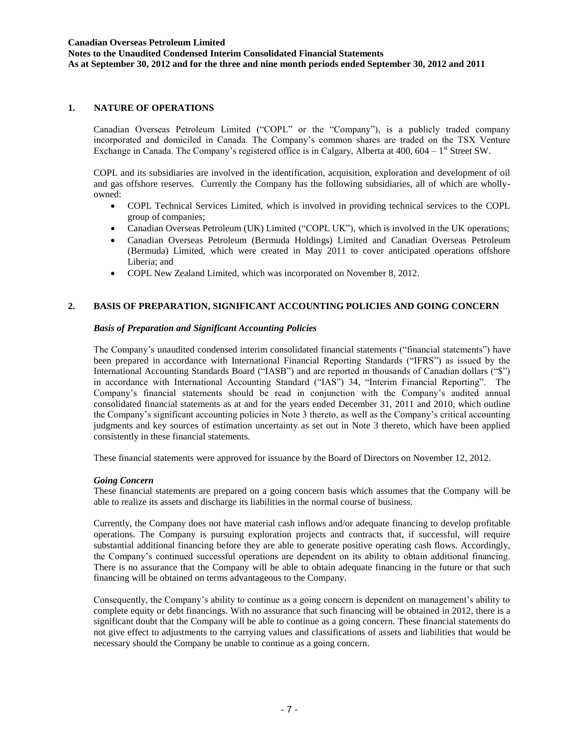## 1. NATURE OF OPERATIONS

Canadian Overseas Petroleum Limited ("COPL" or the "Company"), is a publicly traded company incorporated and domiciled in Canada. The Company's common shares are traded on the TSX Venture Exchange in Canada. The Company's registered office is in Calgary, Alberta at 400, 604 – 1st Street SW.

COPL and its subsidiaries are involved in the identification, acquisition, exploration and development of oil and gas offshore reserves. Currently the Company has the following subsidiaries, all of which are wholly-owned:

- COPL Technical Services Limited, which is involved in providing technical services to the COPL group of companies;
- Canadian Overseas Petroleum (UK) Limited ("COPL UK"), which is involved in the UK operations;
- Canadian Overseas Petroleum (Bermuda Holdings) Limited and Canadian Overseas Petroleum (Bermuda) Limited, which were created in May 2011 to cover anticipated operations offshore Liberia; and
- COPL New Zealand Limited, which was incorporated on November 8, 2012.

## 2. BASIS OF PREPARATION, SIGNIFICANT ACCOUNTING POLICIES AND GOING CONCERN

### *Basis of Preparation and Significant Accounting Policies*

The Company's unaudited condensed interim consolidated financial statements ("financial statements") have been prepared in accordance with International Financial Reporting Standards ("IFRS") as issued by the International Accounting Standards Board ("IASB") and are reported in thousands of Canadian dollars ("$") in accordance with International Accounting Standard ("IAS") 34, "Interim Financial Reporting". The Company's financial statements should be read in conjunction with the Company's audited annual consolidated financial statements as at and for the years ended December 31, 2011 and 2010, which outline the Company's significant accounting policies in Note 3 thereto, as well as the Company's critical accounting judgments and key sources of estimation uncertainty as set out in Note 3 thereto, which have been applied consistently in these financial statements.

These financial statements were approved for issuance by the Board of Directors on November 12, 2012.

### *Going Concern*

These financial statements are prepared on a going concern basis which assumes that the Company will be able to realize its assets and discharge its liabilities in the normal course of business.

Currently, the Company does not have material cash inflows and/or adequate financing to develop profitable operations. The Company is pursuing exploration projects and contracts that, if successful, will require substantial additional financing before they are able to generate positive operating cash flows. Accordingly, the Company's continued successful operations are dependent on its ability to obtain additional financing. There is no assurance that the Company will be able to obtain adequate financing in the future or that such financing will be obtained on terms advantageous to the Company.

Consequently, the Company's ability to continue as a going concern is dependent on management's ability to complete equity or debt financings. With no assurance that such financing will be obtained in 2012, there is a significant doubt that the Company will be able to continue as a going concern. These financial statements do not give effect to adjustments to the carrying values and classifications of assets and liabilities that would be necessary should the Company be unable to continue as a going concern.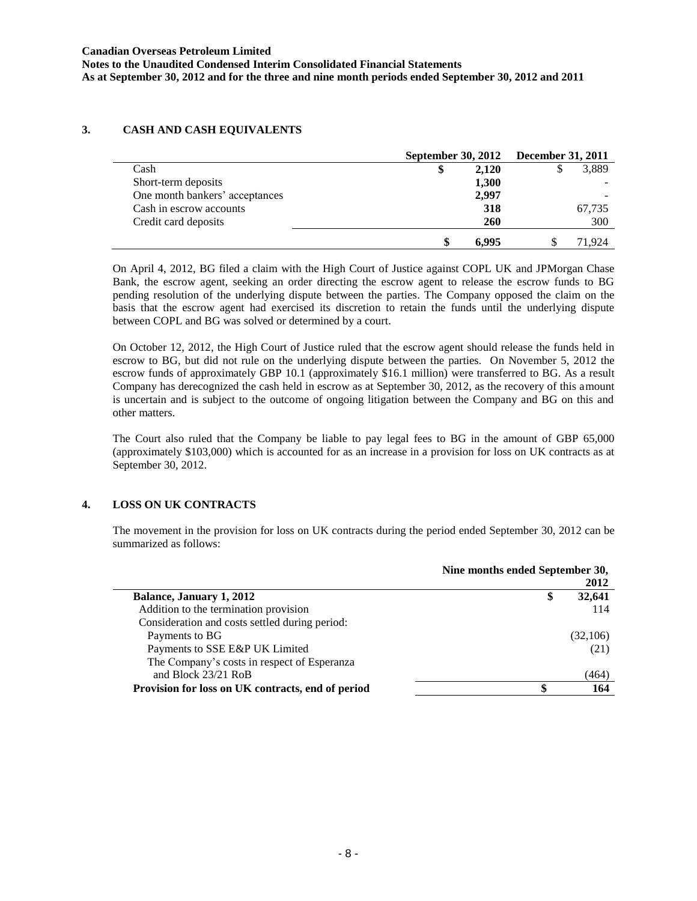## 3. CASH AND CASH EQUIVALENTS

| | September 30, 2012 | December 31, 2011 |
|---|---|---|
| Cash | **$ 2,120** | $ 3,889 |
| Short-term deposits | **1,300** | - |
| One month bankers' acceptances | **2,997** | - |
| Cash in escrow accounts | **318** | 67,735 |
| Credit card deposits | **260** | 300 |
| | **$ 6,995** | $ 71,924 |

On April 4, 2012, BG filed a claim with the High Court of Justice against COPL UK and JPMorgan Chase Bank, the escrow agent, seeking an order directing the escrow agent to release the escrow funds to BG pending resolution of the underlying dispute between the parties. The Company opposed the claim on the basis that the escrow agent had exercised its discretion to retain the funds until the underlying dispute between COPL and BG was solved or determined by a court.

On October 12, 2012, the High Court of Justice ruled that the escrow agent should release the funds held in escrow to BG, but did not rule on the underlying dispute between the parties. On November 5, 2012 the escrow funds of approximately GBP 10.1 (approximately $16.1 million) were transferred to BG. As a result Company has derecognized the cash held in escrow as at September 30, 2012, as the recovery of this amount is uncertain and is subject to the outcome of ongoing litigation between the Company and BG on this and other matters.

The Court also ruled that the Company be liable to pay legal fees to BG in the amount of GBP 65,000 (approximately $103,000) which is accounted for as an increase in a provision for loss on UK contracts as at September 30, 2012.

## 4. LOSS ON UK CONTRACTS

The movement in the provision for loss on UK contracts during the period ended September 30, 2012 can be summarized as follows:

| | Nine months ended September 30, 2012 |
|---|---|
| **Balance, January 1, 2012** | **$ 32,641** |
| Addition to the termination provision | 114 |
| Consideration and costs settled during period: | |
| Payments to BG | (32,106) |
| Payments to SSE E&P UK Limited | (21) |
| The Company's costs in respect of Esperanza and Block 23/21 RoB | (464) |
| **Provision for loss on UK contracts, end of period** | **$ 164** |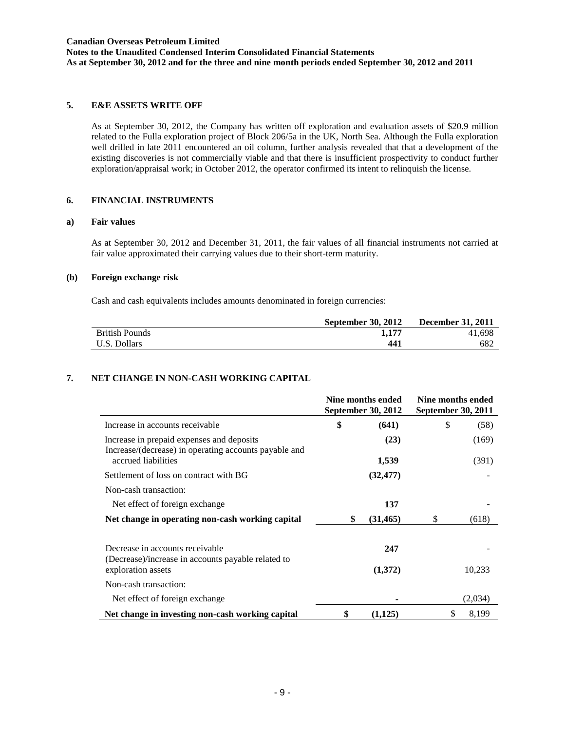## 5. E&E ASSETS WRITE OFF

As at September 30, 2012, the Company has written off exploration and evaluation assets of $20.9 million related to the Fulla exploration project of Block 206/5a in the UK, North Sea. Although the Fulla exploration well drilled in late 2011 encountered an oil column, further analysis revealed that that a development of the existing discoveries is not commercially viable and that there is insufficient prospectivity to conduct further exploration/appraisal work; in October 2012, the operator confirmed its intent to relinquish the license.

## 6. FINANCIAL INSTRUMENTS

### a) Fair values

As at September 30, 2012 and December 31, 2011, the fair values of all financial instruments not carried at fair value approximated their carrying values due to their short-term maturity.

### (b) Foreign exchange risk

Cash and cash equivalents includes amounts denominated in foreign currencies:

| | September 30, 2012 | December 31, 2011 |
|---|---|---|
| British Pounds | **1,177** | 41,698 |
| U.S. Dollars | **441** | 682 |

## 7. NET CHANGE IN NON-CASH WORKING CAPITAL

| | Nine months ended September 30, 2012 | Nine months ended September 30, 2011 |
|---|---|---|
| Increase in accounts receivable | **$ (641)** | $ (58) |
| Increase in prepaid expenses and deposits | **(23)** | (169) |
| Increase/(decrease) in operating accounts payable and accrued liabilities | **1,539** | (391) |
| Settlement of loss on contract with BG | **(32,477)** | - |
| Non-cash transaction: | | |
| Net effect of foreign exchange | **137** | - |
| **Net change in operating non-cash working capital** | **$ (31,465)** | $ (618) |
| | | |
| Decrease in accounts receivable | **247** | - |
| (Decrease)/increase in accounts payable related to exploration assets | **(1,372)** | 10,233 |
| Non-cash transaction: | | |
| Net effect of foreign exchange | **-** | (2,034) |
| **Net change in investing non-cash working capital** | **$ (1,125)** | $ 8,199 |